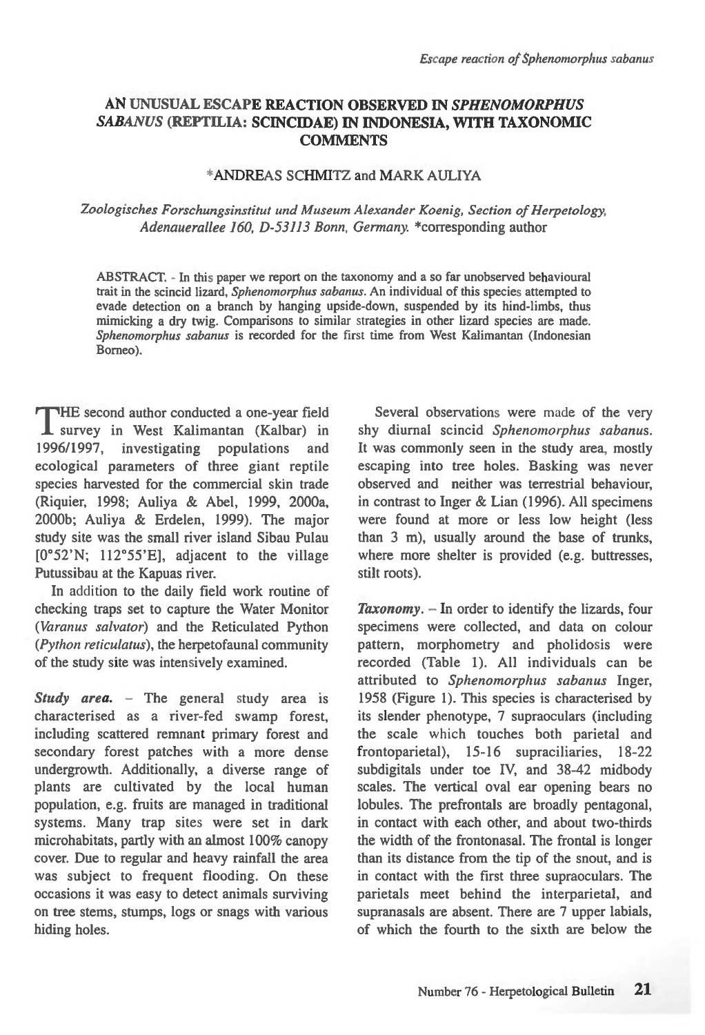# AN UNUSUAL ESCAPE REACTION OBSERVED IN *SPHENOMORPHUS SABANUS* (REPTILIA: SCINCIDAE) IN INDONESIA, WITH TAXONOMIC COMMENTS

*ANDREAS SCHMITZ and MARK AULIYA

*Zoologisches Forschungsinstitut und Museum Alexander Koenig, Section of Herpetology, Adenauerallee 160, D-53113 Bonn, Germany.* *corresponding author

ABSTRACT. - In this paper we report on the taxonomy and a so far unobserved behavioural trait in the scincid lizard, *Sphenomorphus sabanus*. An individual of this species attempted to evade detection on a branch by hanging upside-down, suspended by its hind-limbs, thus mimicking a dry twig. Comparisons to similar strategies in other lizard species are made. *Sphenomorphus sabanus* is recorded for the first time from West Kalimantan (Indonesian Borneo).

THE second author conducted a one-year field survey in West Kalimantan (Kalbar) in 1996/1997, investigating populations and ecological parameters of three giant reptile species harvested for the commercial skin trade (Riquier, 1998; Auliya & Abel, 1999, 2000a, 2000b; Auliya & Erdelen, 1999). The major study site was the small river island Sibau Pulau [0°52'N; 112°55'E], adjacent to the village Putussibau at the Kapuas river.

In addition to the daily field work routine of checking traps set to capture the Water Monitor (*Varanus salvator*) and the Reticulated Python (*Python reticulatus*), the herpetofaunal community of the study site was intensively examined.

***Study area.*** – The general study area is characterised as a river-fed swamp forest, including scattered remnant primary forest and secondary forest patches with a more dense undergrowth. Additionally, a diverse range of plants are cultivated by the local human population, e.g. fruits are managed in traditional systems. Many trap sites were set in dark microhabitats, partly with an almost 100% canopy cover. Due to regular and heavy rainfall the area was subject to frequent flooding. On these occasions it was easy to detect animals surviving on tree stems, stumps, logs or snags with various hiding holes.

Several observations were made of the very shy diurnal scincid *Sphenomorphus sabanus*. It was commonly seen in the study area, mostly escaping into tree holes. Basking was never observed and neither was terrestrial behaviour, in contrast to Inger & Lian (1996). All specimens were found at more or less low height (less than 3 m), usually around the base of trunks, where more shelter is provided (e.g. buttresses, stilt roots).

***Taxonomy.*** – In order to identify the lizards, four specimens were collected, and data on colour pattern, morphometry and pholidosis were recorded (Table 1). All individuals can be attributed to *Sphenomorphus sabanus* Inger, 1958 (Figure 1). This species is characterised by its slender phenotype, 7 supraoculars (including the scale which touches both parietal and frontoparietal), 15-16 supraciliaries, 18-22 subdigitals under toe IV, and 38-42 midbody scales. The vertical oval ear opening bears no lobules. The prefrontals are broadly pentagonal, in contact with each other, and about two-thirds the width of the frontonasal. The frontal is longer than its distance from the tip of the snout, and is in contact with the first three supraoculars. The parietals meet behind the interparietal, and supranasals are absent. There are 7 upper labials, of which the fourth to the sixth are below the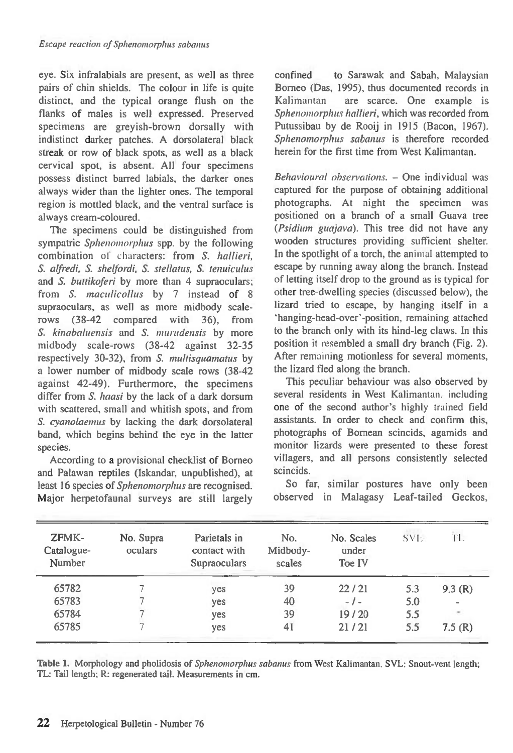eye. Six infralabials are present, as well as three pairs of chin shields. The colour in life is quite distinct, and the typical orange flush on the flanks of males is well expressed. Preserved specimens are greyish-brown dorsally with indistinct darker patches. A dorsolateral black streak or row of black spots, as well as a black cervical spot, is absent. All four specimens possess distinct barred labials, the darker ones always wider than the lighter ones. The temporal region is mottled black, and the ventral surface is always cream-coloured.

The specimens could be distinguished from sympatric *Sphenomorphus* spp. by the following combination of characters: from *S. hallieri*, *S. alfredi*, *S. shelfordi*, *S. stellatus*, *S. tenuiculus* and *S. buttikoferi* by more than 4 supraoculars; from *S. maculicollus* by 7 instead of 8 supraoculars, as well as more midbody scale-rows (38-42 compared with 36), from *S. kinabaluensis* and *S. murudensis* by more midbody scale-rows (38-42 against 32-35 respectively 30-32), from *S. multisquamatus* by a lower number of midbody scale rows (38-42 against 42-49). Furthermore, the specimens differ from *S. haasi* by the lack of a dark dorsum with scattered, small and whitish spots, and from *S. cyanolaemus* by lacking the dark dorsolateral band, which begins behind the eye in the latter species.

According to a provisional checklist of Borneo and Palawan reptiles (Iskandar, unpublished), at least 16 species of *Sphenomorphus* are recognised. Major herpetofaunal surveys are still largely confined to Sarawak and Sabah, Malaysian Borneo (Das, 1995), thus documented records in Kalimantan are scarce. One example is *Sphenomorphus hallieri*, which was recorded from Putussibau by de Rooij in 1915 (Bacon, 1967). *Sphenomorphus sabanus* is therefore recorded herein for the first time from West Kalimantan.

*Behavioural observations.* – One individual was captured for the purpose of obtaining additional photographs. At night the specimen was positioned on a branch of a small Guava tree (*Psidium guajava*). This tree did not have any wooden structures providing sufficient shelter. In the spotlight of a torch, the animal attempted to escape by running away along the branch. Instead of letting itself drop to the ground as is typical for other tree-dwelling species (discussed below), the lizard tried to escape, by hanging itself in a 'hanging-head-over'-position, remaining attached to the branch only with its hind-leg claws. In this position it resembled a small dry branch (Fig. 2). After remaining motionless for several moments, the lizard fled along the branch.

This peculiar behaviour was also observed by several residents in West Kalimantan, including one of the second author's highly trained field assistants. In order to check and confirm this, photographs of Bornean scincids, agamids and monitor lizards were presented to these forest villagers, and all persons consistently selected scincids.

So far, similar postures have only been observed in Malagasy Leaf-tailed Geckos,

| ZFMK-Catalogue-Number | No. Supra oculars | Parietals in contact with Supraoculars | No. Midbody-scales | No. Scales under Toe IV | SVL | TL |
|---|---|---|---|---|---|---|
| 65782 | 7 | yes | 39 | 22 / 21 | 5.3 | 9.3 (R) |
| 65783 | 7 | yes | 40 | - / - | 5.0 | - |
| 65784 | 7 | yes | 39 | 19 / 20 | 5.5 | - |
| 65785 | 7 | yes | 41 | 21 / 21 | 5.5 | 7.5 (R) |

**Table 1.** Morphology and pholidosis of *Sphenomorphus sabanus* from West Kalimantan. SVL: Snout-vent length; TL: Tail length; R: regenerated tail. Measurements in cm.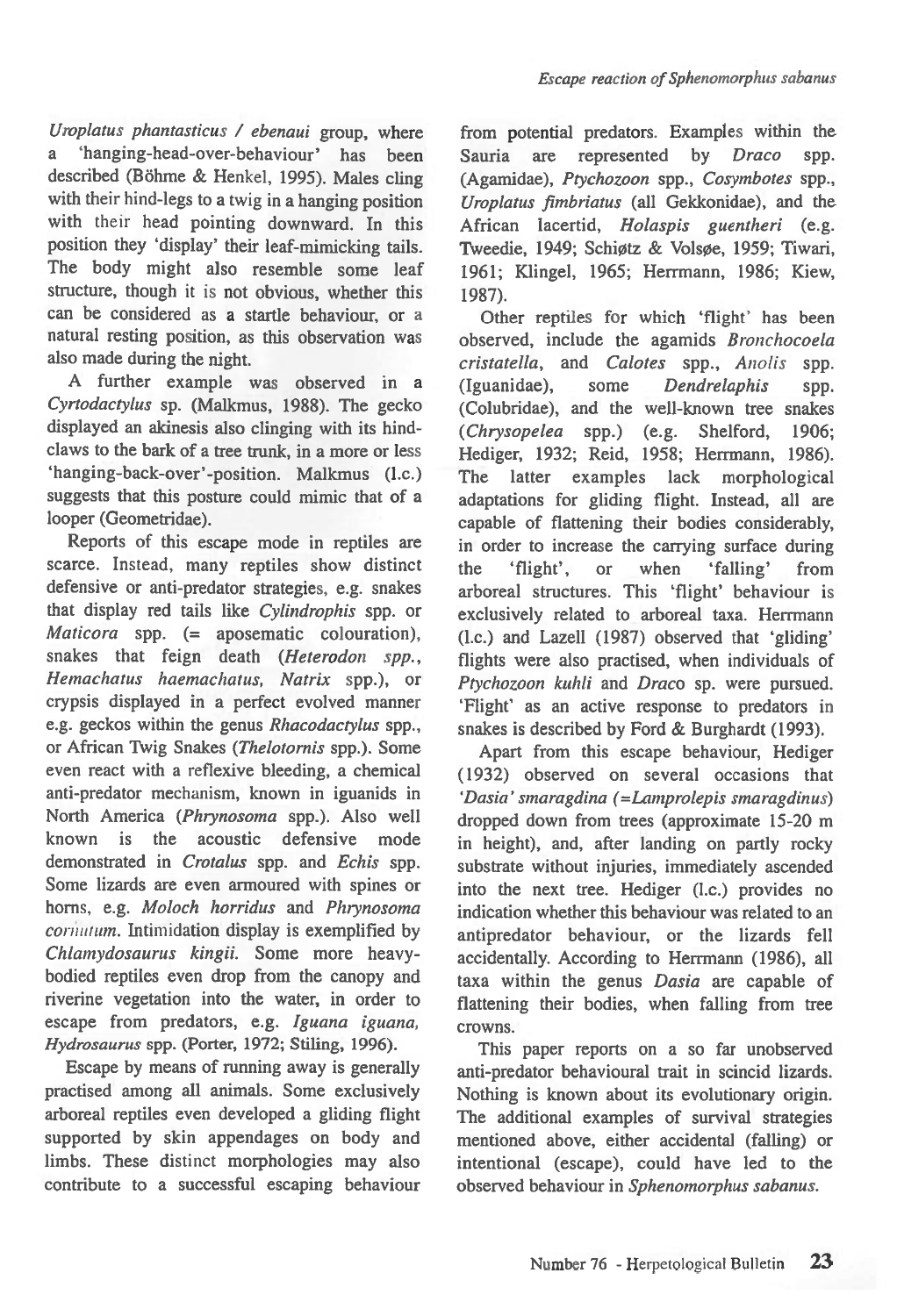*Uroplatus phantasticus / ebenaui* group, where a 'hanging-head-over-behaviour' has been described (Böhme & Henkel, 1995). Males cling with their hind-legs to a twig in a hanging position with their head pointing downward. In this position they 'display' their leaf-mimicking tails. The body might also resemble some leaf structure, though it is not obvious, whether this can be considered as a startle behaviour, or a natural resting position, as this observation was also made during the night.

A further example was observed in a *Cyrtodactylus* sp. (Malkmus, 1988). The gecko displayed an akinesis also clinging with its hind-claws to the bark of a tree trunk, in a more or less 'hanging-back-over'-position. Malkmus (l.c.) suggests that this posture could mimic that of a looper (Geometridae).

Reports of this escape mode in reptiles are scarce. Instead, many reptiles show distinct defensive or anti-predator strategies, e.g. snakes that display red tails like *Cylindrophis* spp. or *Maticora* spp. (= aposematic colouration), snakes that feign death (*Heterodon spp., Hemachatus haemachatus, Natrix* spp.), or crypsis displayed in a perfect evolved manner e.g. geckos within the genus *Rhacodactylus* spp., or African Twig Snakes (*Thelotornis* spp.). Some even react with a reflexive bleeding, a chemical anti-predator mechanism, known in iguanids in North America (*Phrynosoma* spp.). Also well known is the acoustic defensive mode demonstrated in *Crotalus* spp. and *Echis* spp. Some lizards are even armoured with spines or horns, e.g. *Moloch horridus* and *Phrynosoma cornutum*. Intimidation display is exemplified by *Chlamydosaurus kingii*. Some more heavy-bodied reptiles even drop from the canopy and riverine vegetation into the water, in order to escape from predators, e.g. *Iguana iguana, Hydrosaurus* spp. (Porter, 1972; Stiling, 1996).

Escape by means of running away is generally practised among all animals. Some exclusively arboreal reptiles even developed a gliding flight supported by skin appendages on body and limbs. These distinct morphologies may also contribute to a successful escaping behaviour from potential predators. Examples within the Sauria are represented by *Draco* spp. (Agamidae), *Ptychozoon* spp., *Cosymbotes* spp., *Uroplatus fimbriatus* (all Gekkonidae), and the African lacertid, *Holaspis guentheri* (e.g. Tweedie, 1949; Schiøtz & Volsøe, 1959; Tiwari, 1961; Klingel, 1965; Herrmann, 1986; Kiew, 1987).

Other reptiles for which 'flight' has been observed, include the agamids *Bronchocoela cristatella*, and *Calotes* spp., *Anolis* spp. (Iguanidae), some *Dendrelaphis* spp. (Colubridae), and the well-known tree snakes (*Chrysopelea* spp.) (e.g. Shelford, 1906; Hediger, 1932; Reid, 1958; Herrmann, 1986). The latter examples lack morphological adaptations for gliding flight. Instead, all are capable of flattening their bodies considerably, in order to increase the carrying surface during the 'flight', or when 'falling' from arboreal structures. This 'flight' behaviour is exclusively related to arboreal taxa. Herrmann (l.c.) and Lazell (1987) observed that 'gliding' flights were also practised, when individuals of *Ptychozoon kuhli* and *Draco* sp. were pursued. 'Flight' as an active response to predators in snakes is described by Ford & Burghardt (1993).

Apart from this escape behaviour, Hediger (1932) observed on several occasions that *'Dasia' smaragdina* (=*Lamprolepis smaragdinus*) dropped down from trees (approximate 15-20 m in height), and, after landing on partly rocky substrate without injuries, immediately ascended into the next tree. Hediger (l.c.) provides no indication whether this behaviour was related to an antipredator behaviour, or the lizards fell accidentally. According to Herrmann (1986), all taxa within the genus *Dasia* are capable of flattening their bodies, when falling from tree crowns.

This paper reports on a so far unobserved anti-predator behavioural trait in scincid lizards. Nothing is known about its evolutionary origin. The additional examples of survival strategies mentioned above, either accidental (falling) or intentional (escape), could have led to the observed behaviour in *Sphenomorphus sabanus*.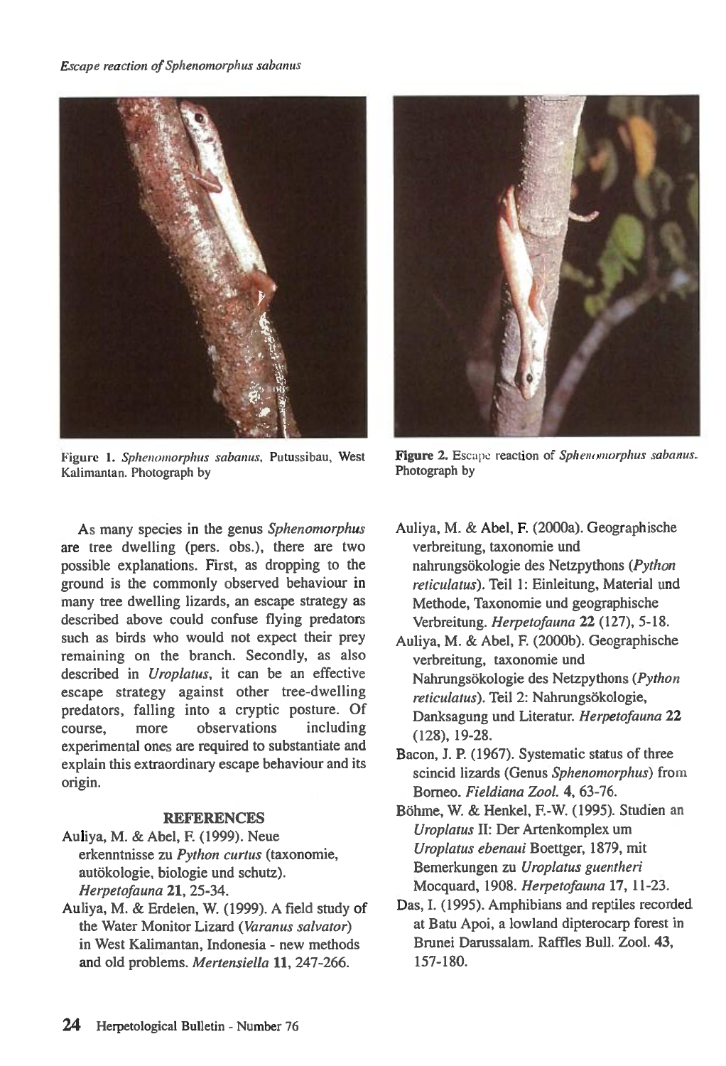**Figure 1.** *Sphenomorphus sabanus*, Putussibau, West Kalimantan. Photograph by

**Figure 2.** Escape reaction of *Sphenomorphus sabanus*. Photograph by

As many species in the genus *Sphenomorphus* are tree dwelling (pers. obs.), there are two possible explanations. First, as dropping to the ground is the commonly observed behaviour in many tree dwelling lizards, an escape strategy as described above could confuse flying predators such as birds who would not expect their prey remaining on the branch. Secondly, as also described in *Uroplatus*, it can be an effective escape strategy against other tree-dwelling predators, falling into a cryptic posture. Of course, more observations including experimental ones are required to substantiate and explain this extraordinary escape behaviour and its origin.

## REFERENCES

Auliya, M. & Abel, F. (1999). Neue erkenntnisse zu *Python curtus* (taxonomie, autökologie, biologie und schutz). *Herpetofauna* **21**, 25-34.

Auliya, M. & Erdelen, W. (1999). A field study of the Water Monitor Lizard (*Varanus salvator*) in West Kalimantan, Indonesia - new methods and old problems. *Mertensiella* **11**, 247-266.

Auliya, M. & Abel, F. (2000a). Geographische verbreitung, taxonomie und nahrungsökologie des Netzpythons (*Python reticulatus*). Teil 1: Einleitung, Material und Methode, Taxonomie und geographische Verbreitung. *Herpetofauna* **22** (127), 5-18.

Auliya, M. & Abel, F. (2000b). Geographische verbreitung, taxonomie und Nahrungsökologie des Netzpythons (*Python reticulatus*). Teil 2: Nahrungsökologie, Danksagung und Literatur. *Herpetofauna* **22** (128), 19-28.

Bacon, J. P. (1967). Systematic status of three scincid lizards (Genus *Sphenomorphus*) from Borneo. *Fieldiana Zool.* **4**, 63-76.

Böhme, W. & Henkel, F.-W. (1995). Studien an *Uroplatus* II: Der Artenkomplex um *Uroplatus ebenaui* Boettger, 1879, mit Bemerkungen zu *Uroplatus guentheri* Mocquard, 1908. *Herpetofauna* **17**, 11-23.

Das, I. (1995). Amphibians and reptiles recorded at Batu Apoi, a lowland dipterocarp forest in Brunei Darussalam. Raffles Bull. Zool. **43**, 157-180.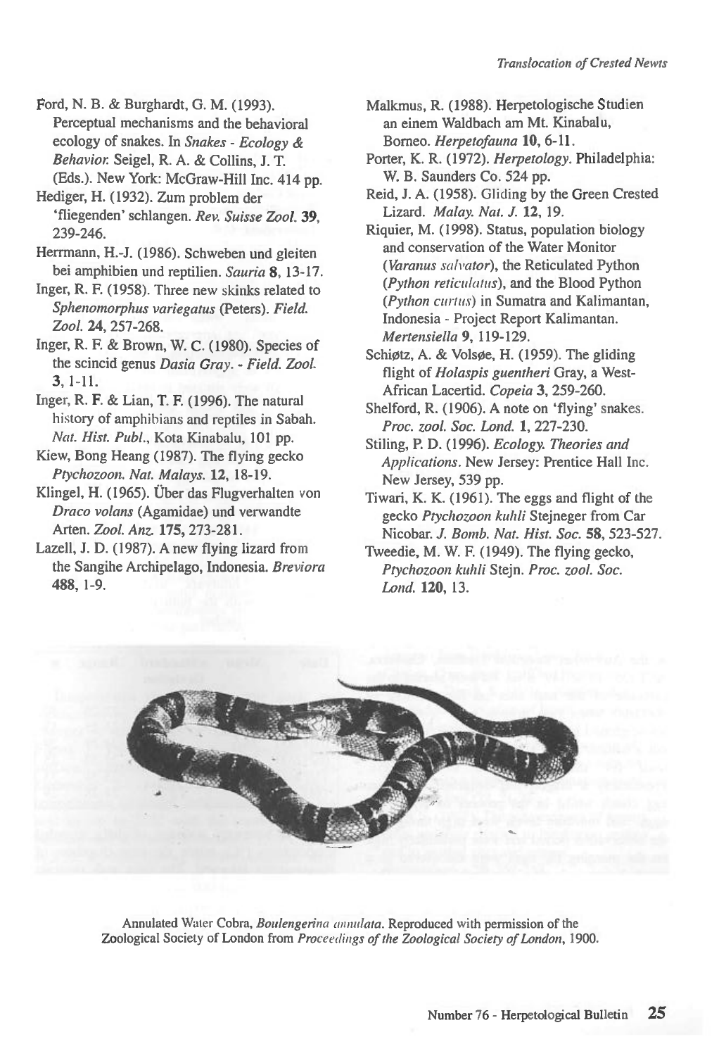Ford, N. B. & Burghardt, G. M. (1993). Perceptual mechanisms and the behavioral ecology of snakes. In *Snakes - Ecology & Behavior.* Seigel, R. A. & Collins, J. T. (Eds.). New York: McGraw-Hill Inc. 414 pp.

Hediger, H. (1932). Zum problem der 'fliegenden' schlangen. *Rev. Suisse Zool.* **39**, 239-246.

Herrmann, H.-J. (1986). Schweben und gleiten bei amphibien und reptilien. *Sauria* **8**, 13-17.

Inger, R. F. (1958). Three new skinks related to *Sphenomorphus variegatus* (Peters). *Field. Zool.* **24**, 257-268.

Inger, R. F. & Brown, W. C. (1980). Species of the scincid genus *Dasia Gray*. - *Field. Zool.* **3**, 1-11.

Inger, R. F. & Lian, T. F. (1996). The natural history of amphibians and reptiles in Sabah. *Nat. Hist. Publ.*, Kota Kinabalu, 101 pp.

Kiew, Bong Heang (1987). The flying gecko *Ptychozoon*. *Nat. Malays.* **12**, 18-19.

Klingel, H. (1965). Über das Flugverhalten von *Draco volans* (Agamidae) und verwandte Arten. *Zool. Anz.* **175**, 273-281.

Lazell, J. D. (1987). A new flying lizard from the Sangihe Archipelago, Indonesia. *Breviora* **488**, 1-9.

Malkmus, R. (1988). Herpetologische Studien an einem Waldbach am Mt. Kinabalu, Borneo. *Herpetofauna* **10**, 6-11.

Porter, K. R. (1972). *Herpetology*. Philadelphia: W. B. Saunders Co. 524 pp.

Reid, J. A. (1958). Gliding by the Green Crested Lizard. *Malay. Nat. J.* **12**, 19.

Riquier, M. (1998). Status, population biology and conservation of the Water Monitor (*Varanus salvator*), the Reticulated Python (*Python reticulatus*), and the Blood Python (*Python curtus*) in Sumatra and Kalimantan, Indonesia - Project Report Kalimantan. *Mertensiella* **9**, 119-129.

Schiøtz, A. & Volsøe, H. (1959). The gliding flight of *Holaspis guentheri* Gray, a West-African Lacertid. *Copeia* **3**, 259-260.

Shelford, R. (1906). A note on 'flying' snakes. *Proc. zool. Soc. Lond.* **1**, 227-230.

Stiling, P. D. (1996). *Ecology. Theories and Applications*. New Jersey: Prentice Hall Inc. New Jersey, 539 pp.

Tiwari, K. K. (1961). The eggs and flight of the gecko *Ptychozoon kuhli* Stejneger from Car Nicobar. *J. Bomb. Nat. Hist. Soc.* **58**, 523-527.

Tweedie, M. W. F. (1949). The flying gecko, *Ptychozoon kuhli* Stejn. *Proc. zool. Soc. Lond.* **120**, 13.

Annulated Water Cobra, *Boulengerina annulata*. Reproduced with permission of the Zoological Society of London from *Proceedings of the Zoological Society of London*, 1900.